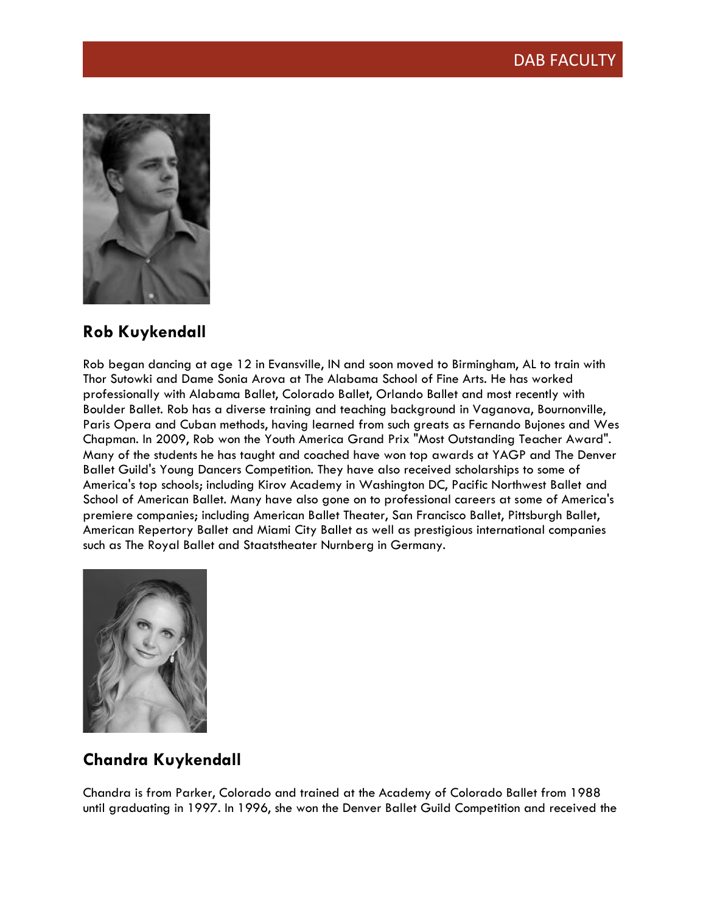# DAB FACULTY

## Rob Kuykendall

Rob began dancing at age 12 in Evansville, IN and soon moved to Birmingham, AL to train with Thor Sutowki and Dame Sonia Arova at The Alabama School of Fine Arts. He has worked professionally with Alabama Ballet, Colorado Ballet, Orlando Ballet and most recently with Boulder Ballet. Rob has a diverse training and teaching background in Vaganova, Bournonville, Paris Opera and Cuban methods, having learned from such greats as Fernando Bujones and Wes Chapman. In 2009, Rob won the Youth America Grand Prix "Most Outstanding Teacher Award". Many of the students he has taught and coached have won top awards at YAGP and The Denver Ballet Guild's Young Dancers Competition. They have also received scholarships to some of America's top schools; including Kirov Academy in Washington DC, Pacific Northwest Ballet and School of American Ballet. Many have also gone on to professional careers at some of America's premiere companies; including American Ballet Theater, San Francisco Ballet, Pittsburgh Ballet, American Repertory Ballet and Miami City Ballet as well as prestigious international companies such as The Royal Ballet and Staatstheater Nurnberg in Germany.

## Chandra Kuykendall

Chandra is from Parker, Colorado and trained at the Academy of Colorado Ballet from 1988 until graduating in 1997. In 1996, she won the Denver Ballet Guild Competition and received the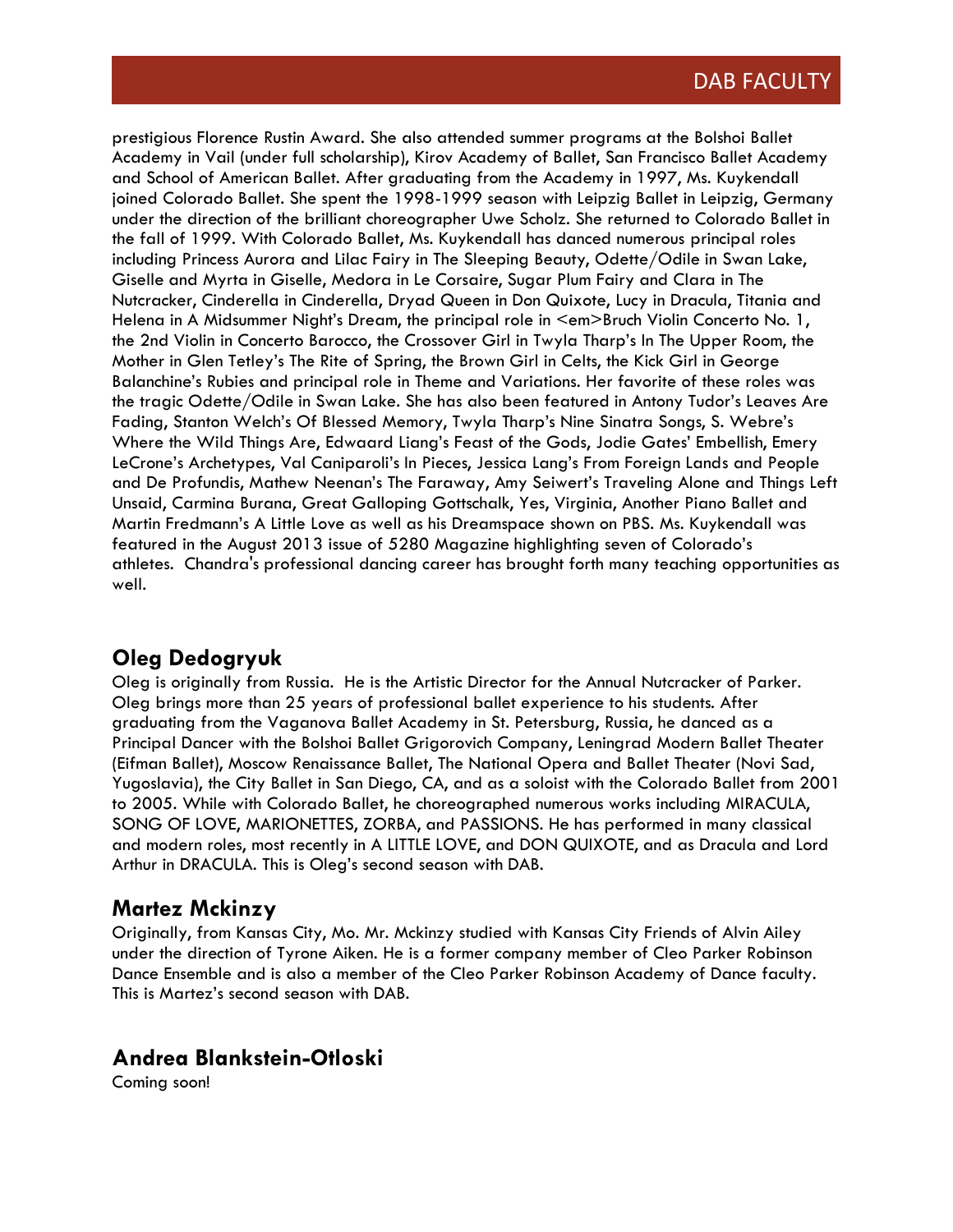prestigious Florence Rustin Award. She also attended summer programs at the Bolshoi Ballet Academy in Vail (under full scholarship), Kirov Academy of Ballet, San Francisco Ballet Academy and School of American Ballet. After graduating from the Academy in 1997, Ms. Kuykendall joined Colorado Ballet. She spent the 1998-1999 season with Leipzig Ballet in Leipzig, Germany under the direction of the brilliant choreographer Uwe Scholz. She returned to Colorado Ballet in the fall of 1999. With Colorado Ballet, Ms. Kuykendall has danced numerous principal roles including Princess Aurora and Lilac Fairy in The Sleeping Beauty, Odette/Odile in Swan Lake, Giselle and Myrta in Giselle, Medora in Le Corsaire, Sugar Plum Fairy and Clara in The Nutcracker, Cinderella in Cinderella, Dryad Queen in Don Quixote, Lucy in Dracula, Titania and Helena in A Midsummer Night's Dream, the principal role in <em>Bruch Violin Concerto No. 1, the 2nd Violin in Concerto Barocco, the Crossover Girl in Twyla Tharp's In The Upper Room, the Mother in Glen Tetley's The Rite of Spring, the Brown Girl in Celts, the Kick Girl in George Balanchine's Rubies and principal role in Theme and Variations. Her favorite of these roles was the tragic Odette/Odile in Swan Lake. She has also been featured in Antony Tudor's Leaves Are Fading, Stanton Welch's Of Blessed Memory, Twyla Tharp's Nine Sinatra Songs, S. Webre's Where the Wild Things Are, Edwaard Liang's Feast of the Gods, Jodie Gates' Embellish, Emery LeCrone's Archetypes, Val Caniparoli's In Pieces, Jessica Lang's From Foreign Lands and People and De Profundis, Mathew Neenan's The Faraway, Amy Seiwert's Traveling Alone and Things Left Unsaid, Carmina Burana, Great Galloping Gottschalk, Yes, Virginia, Another Piano Ballet and Martin Fredmann's A Little Love as well as his Dreamspace shown on PBS. Ms. Kuykendall was featured in the August 2013 issue of 5280 Magazine highlighting seven of Colorado's athletes. Chandra's professional dancing career has brought forth many teaching opportunities as well.

## Oleg Dedogryuk

Oleg is originally from Russia. He is the Artistic Director for the Annual Nutcracker of Parker. Oleg brings more than 25 years of professional ballet experience to his students. After graduating from the Vaganova Ballet Academy in St. Petersburg, Russia, he danced as a Principal Dancer with the Bolshoi Ballet Grigorovich Company, Leningrad Modern Ballet Theater (Eifman Ballet), Moscow Renaissance Ballet, The National Opera and Ballet Theater (Novi Sad, Yugoslavia), the City Ballet in San Diego, CA, and as a soloist with the Colorado Ballet from 2001 to 2005. While with Colorado Ballet, he choreographed numerous works including MIRACULA, SONG OF LOVE, MARIONETTES, ZORBA, and PASSIONS. He has performed in many classical and modern roles, most recently in A LITTLE LOVE, and DON QUIXOTE, and as Dracula and Lord Arthur in DRACULA. This is Oleg's second season with DAB.

## Martez Mckinzy

Originally, from Kansas City, Mo. Mr. Mckinzy studied with Kansas City Friends of Alvin Ailey under the direction of Tyrone Aiken. He is a former company member of Cleo Parker Robinson Dance Ensemble and is also a member of the Cleo Parker Robinson Academy of Dance faculty. This is Martez's second season with DAB.

## Andrea Blankstein-Otloski

Coming soon!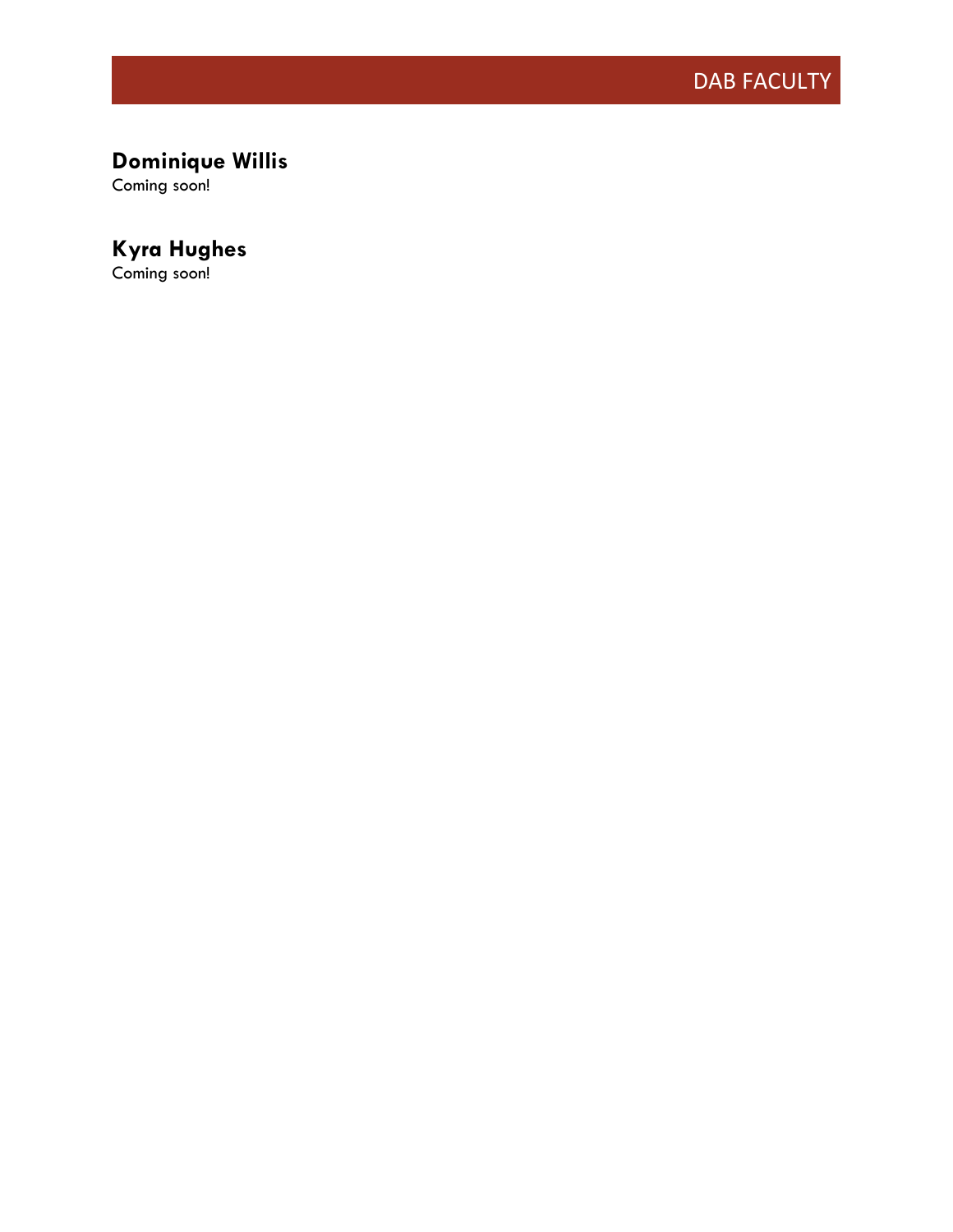### Dominique Willis
Coming soon!

### Kyra Hughes
Coming soon!